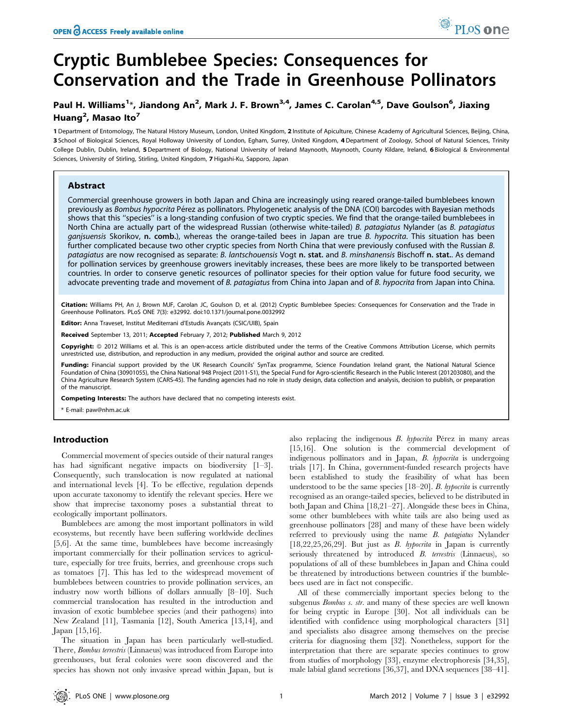# Cryptic Bumblebee Species: Consequences for Conservation and the Trade in Greenhouse Pollinators

**Paul H. Williams[1]*, Jiandong An[2], Mark J. F. Brown[3,4], James C. Carolan[4,5], Dave Goulson[6], Jiaxing Huang[2], Masao Ito[7]**

**1** Department of Entomology, The Natural History Museum, London, United Kingdom, **2** Institute of Apiculture, Chinese Academy of Agricultural Sciences, Beijing, China, **3** School of Biological Sciences, Royal Holloway University of London, Egham, Surrey, United Kingdom, **4** Department of Zoology, School of Natural Sciences, Trinity College Dublin, Dublin, Ireland, **5** Department of Biology, National University of Ireland Maynooth, Maynooth, County Kildare, Ireland, **6** Biological & Environmental Sciences, University of Stirling, Stirling, United Kingdom, **7** Higashi-Ku, Sapporo, Japan

## Abstract

Commercial greenhouse growers in both Japan and China are increasingly using reared orange-tailed bumblebees known previously as *Bombus hypocrita* Pérez as pollinators. Phylogenetic analysis of the DNA (COI) barcodes with Bayesian methods shows that this ''species'' is a long-standing confusion of two cryptic species. We find that the orange-tailed bumblebees in North China are actually part of the widespread Russian (otherwise white-tailed) *B. patagiatus* Nylander (as *B. patagiatus ganjsuensis* Skorikov, **n. comb.**), whereas the orange-tailed bees in Japan are true *B. hypocrita*. This situation has been further complicated because two other cryptic species from North China that were previously confused with the Russian *B. patagiatus* are now recognised as separate: *B. lantschouensis* Vogt **n. stat.** and *B. minshanensis* Bischoff **n. stat.**. As demand for pollination services by greenhouse growers inevitably increases, these bees are more likely to be transported between countries. In order to conserve genetic resources of pollinator species for their option value for future food security, we advocate preventing trade and movement of *B. patagiatus* from China into Japan and of *B. hypocrita* from Japan into China.

**Citation:** Williams PH, An J, Brown MJF, Carolan JC, Goulson D, et al. (2012) Cryptic Bumblebee Species: Consequences for Conservation and the Trade in Greenhouse Pollinators. PLoS ONE 7(3): e32992. doi:10.1371/journal.pone.0032992

**Editor:** Anna Traveset, Institut Mediterrani d'Estudis Avançats (CSIC/UIB), Spain

**Received** September 13, 2011; **Accepted** February 7, 2012; **Published** March 9, 2012

**Copyright:** © 2012 Williams et al. This is an open-access article distributed under the terms of the Creative Commons Attribution License, which permits unrestricted use, distribution, and reproduction in any medium, provided the original author and source are credited.

**Funding:** Financial support provided by the UK Research Councils' SynTax programme, Science Foundation Ireland grant, the National Natural Science Foundation of China (30901055), the China National 948 Project (2011-S1), the Special Fund for Agro-scientific Research in the Public Interest (201203080), and the China Agriculture Research System (CARS-45). The funding agencies had no role in study design, data collection and analysis, decision to publish, or preparation of the manuscript.

**Competing Interests:** The authors have declared that no competing interests exist.

\* E-mail: paw@nhm.ac.uk

## Introduction

Commercial movement of species outside of their natural ranges has had significant negative impacts on biodiversity [1–3]. Consequently, such translocation is now regulated at national and international levels [4]. To be effective, regulation depends upon accurate taxonomy to identify the relevant species. Here we show that imprecise taxonomy poses a substantial threat to ecologically important pollinators.

Bumblebees are among the most important pollinators in wild ecosystems, but recently have been suffering worldwide declines [5,6]. At the same time, bumblebees have become increasingly important commercially for their pollination services to agriculture, especially for tree fruits, berries, and greenhouse crops such as tomatoes [7]. This has led to the widespread movement of bumblebees between countries to provide pollination services, an industry now worth billions of dollars annually [8–10]. Such commercial translocation has resulted in the introduction and invasion of exotic bumblebee species (and their pathogens) into New Zealand [11], Tasmania [12], South America [13,14], and Japan [15,16].

The situation in Japan has been particularly well-studied. There, *Bombus terrestris* (Linnaeus) was introduced from Europe into greenhouses, but feral colonies were soon discovered and the species has shown not only invasive spread within Japan, but is also replacing the indigenous *B. hypocrita* Pérez in many areas [15,16]. One solution is the commercial development of indigenous pollinators and in Japan, *B. hypocrita* is undergoing trials [17]. In China, government-funded research projects have been established to study the feasibility of what has been understood to be the same species [18–20]. *B. hypocrita* is currently recognised as an orange-tailed species, believed to be distributed in both Japan and China [18,21–27]. Alongside these bees in China, some other bumblebees with white tails are also being used as greenhouse pollinators [28] and many of these have been widely referred to previously using the name *B. patagiatus* Nylander [18,22,25,26,29]. But just as *B. hypocrita* in Japan is currently seriously threatened by introduced *B. terrestris* (Linnaeus), so populations of all of these bumblebees in Japan and China could be threatened by introductions between countries if the bumblebees used are in fact not conspecific.

All of these commercially important species belong to the subgenus *Bombus s. str.* and many of these species are well known for being cryptic in Europe [30]. Not all individuals can be identified with confidence using morphological characters [31] and specialists also disagree among themselves on the precise criteria for diagnosing them [32]. Nonetheless, support for the interpretation that there are separate species continues to grow from studies of morphology [33], enzyme electrophoresis [34,35], male labial gland secretions [36,37], and DNA sequences [38–41].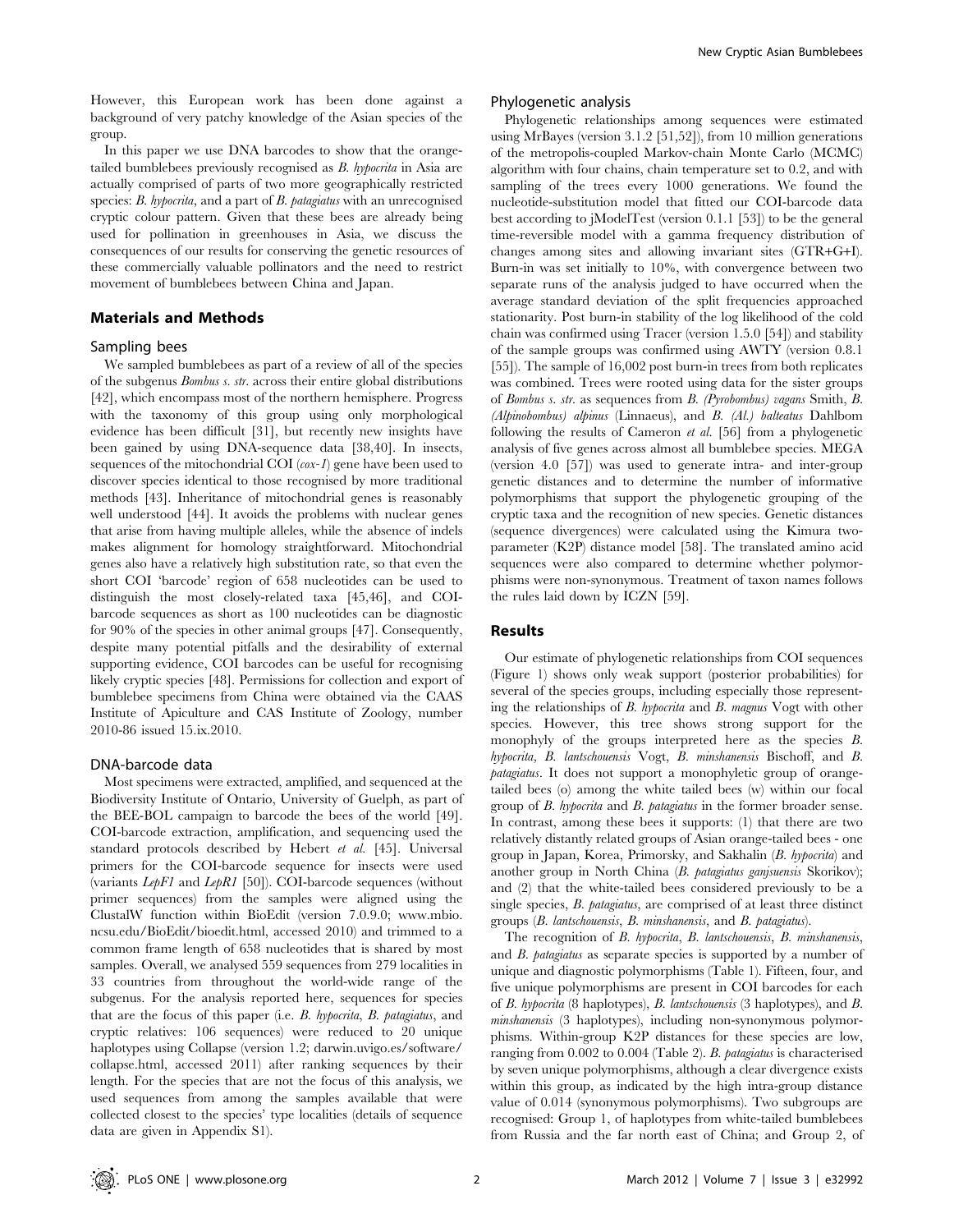However, this European work has been done against a background of very patchy knowledge of the Asian species of the group.

In this paper we use DNA barcodes to show that the orange-tailed bumblebees previously recognised as *B. hypocrita* in Asia are actually comprised of parts of two more geographically restricted species: *B. hypocrita*, and a part of *B. patagiatus* with an unrecognised cryptic colour pattern. Given that these bees are already being used for pollination in greenhouses in Asia, we discuss the consequences of our results for conserving the genetic resources of these commercially valuable pollinators and the need to restrict movement of bumblebees between China and Japan.

## Materials and Methods

### Sampling bees

We sampled bumblebees as part of a review of all of the species of the subgenus *Bombus s. str.* across their entire global distributions [42], which encompass most of the northern hemisphere. Progress with the taxonomy of this group using only morphological evidence has been difficult [31], but recently new insights have been gained by using DNA-sequence data [38,40]. In insects, sequences of the mitochondrial COI (*cox-1*) gene have been used to discover species identical to those recognised by more traditional methods [43]. Inheritance of mitochondrial genes is reasonably well understood [44]. It avoids the problems with nuclear genes that arise from having multiple alleles, while the absence of indels makes alignment for homology straightforward. Mitochondrial genes also have a relatively high substitution rate, so that even the short COI 'barcode' region of 658 nucleotides can be used to distinguish the most closely-related taxa [45,46], and COI-barcode sequences as short as 100 nucleotides can be diagnostic for 90% of the species in other animal groups [47]. Consequently, despite many potential pitfalls and the desirability of external supporting evidence, COI barcodes can be useful for recognising likely cryptic species [48]. Permissions for collection and export of bumblebee specimens from China were obtained via the CAAS Institute of Apiculture and CAS Institute of Zoology, number 2010-86 issued 15.ix.2010.

### DNA-barcode data

Most specimens were extracted, amplified, and sequenced at the Biodiversity Institute of Ontario, University of Guelph, as part of the BEE-BOL campaign to barcode the bees of the world [49]. COI-barcode extraction, amplification, and sequencing used the standard protocols described by Hebert *et al.* [45]. Universal primers for the COI-barcode sequence for insects were used (variants *LepF1* and *LepR1* [50]). COI-barcode sequences (without primer sequences) from the samples were aligned using the ClustalW function within BioEdit (version 7.0.9.0; www.mbio.ncsu.edu/BioEdit/bioedit.html, accessed 2010) and trimmed to a common frame length of 658 nucleotides that is shared by most samples. Overall, we analysed 559 sequences from 279 localities in 33 countries from throughout the world-wide range of the subgenus. For the analysis reported here, sequences for species that are the focus of this paper (i.e. *B. hypocrita*, *B. patagiatus*, and cryptic relatives: 106 sequences) were reduced to 20 unique haplotypes using Collapse (version 1.2; darwin.uvigo.es/software/collapse.html, accessed 2011) after ranking sequences by their length. For the species that are not the focus of this analysis, we used sequences from among the samples available that were collected closest to the species' type localities (details of sequence data are given in Appendix S1).

### Phylogenetic analysis

Phylogenetic relationships among sequences were estimated using MrBayes (version 3.1.2 [51,52]), from 10 million generations of the metropolis-coupled Markov-chain Monte Carlo (MCMC) algorithm with four chains, chain temperature set to 0.2, and with sampling of the trees every 1000 generations. We found the nucleotide-substitution model that fitted our COI-barcode data best according to jModelTest (version 0.1.1 [53]) to be the general time-reversible model with a gamma frequency distribution of changes among sites and allowing invariant sites (GTR+G+I). Burn-in was set initially to 10%, with convergence between two separate runs of the analysis judged to have occurred when the average standard deviation of the split frequencies approached stationarity. Post burn-in stability of the log likelihood of the cold chain was confirmed using Tracer (version 1.5.0 [54]) and stability of the sample groups was confirmed using AWTY (version 0.8.1 [55]). The sample of 16,002 post burn-in trees from both replicates was combined. Trees were rooted using data for the sister groups of *Bombus s. str.* as sequences from *B. (Pyrobombus) vagans* Smith, *B. (Alpinobombus) alpinus* (Linnaeus), and *B. (Al.) balteatus* Dahlbom following the results of Cameron *et al.* [56] from a phylogenetic analysis of five genes across almost all bumblebee species. MEGA (version 4.0 [57]) was used to generate intra- and inter-group genetic distances and to determine the number of informative polymorphisms that support the phylogenetic grouping of the cryptic taxa and the recognition of new species. Genetic distances (sequence divergences) were calculated using the Kimura two-parameter (K2P) distance model [58]. The translated amino acid sequences were also compared to determine whether polymorphisms were non-synonymous. Treatment of taxon names follows the rules laid down by ICZN [59].

## Results

Our estimate of phylogenetic relationships from COI sequences (Figure 1) shows only weak support (posterior probabilities) for several of the species groups, including especially those representing the relationships of *B. hypocrita* and *B. magnus* Vogt with other species. However, this tree shows strong support for the monophyly of the groups interpreted here as the species *B. hypocrita*, *B. lantschouensis* Vogt, *B. minshanensis* Bischoff, and *B. patagiatus*. It does not support a monophyletic group of orange-tailed bees (o) among the white tailed bees (w) within our focal group of *B. hypocrita* and *B. patagiatus* in the former broader sense. In contrast, among these bees it supports: (1) that there are two relatively distantly related groups of Asian orange-tailed bees - one group in Japan, Korea, Primorsky, and Sakhalin (*B. hypocrita*) and another group in North China (*B. patagiatus ganjsuensis* Skorikov); and (2) that the white-tailed bees considered previously to be a single species, *B. patagiatus*, are comprised of at least three distinct groups (*B. lantschouensis*, *B. minshanensis*, and *B. patagiatus*).

The recognition of *B. hypocrita*, *B. lantschouensis*, *B. minshanensis*, and *B. patagiatus* as separate species is supported by a number of unique and diagnostic polymorphisms (Table 1). Fifteen, four, and five unique polymorphisms are present in COI barcodes for each of *B. hypocrita* (8 haplotypes), *B. lantschouensis* (3 haplotypes), and *B. minshanensis* (3 haplotypes), including non-synonymous polymorphisms. Within-group K2P distances for these species are low, ranging from 0.002 to 0.004 (Table 2). *B. patagiatus* is characterised by seven unique polymorphisms, although a clear divergence exists within this group, as indicated by the high intra-group distance value of 0.014 (synonymous polymorphisms). Two subgroups are recognised: Group 1, of haplotypes from white-tailed bumblebees from Russia and the far north east of China; and Group 2, of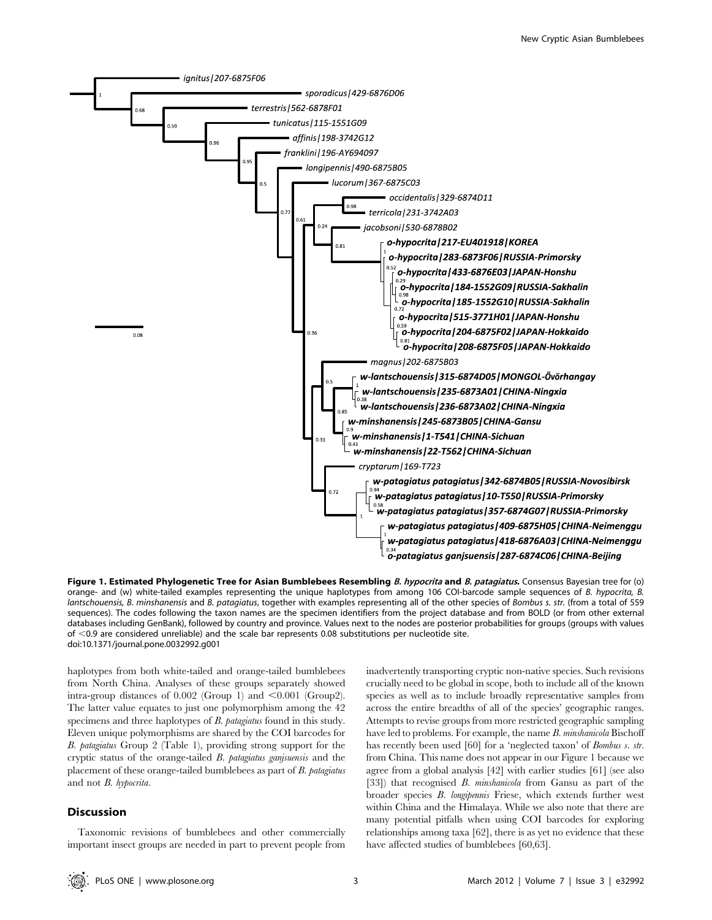**Figure 1. Estimated Phylogenetic Tree for Asian Bumblebees Resembling *B. hypocrita* and *B. patagiatus*.** Consensus Bayesian tree for (o) orange- and (w) white-tailed examples representing the unique haplotypes from among 106 COI-barcode sample sequences of *B. hypocrita, B. lantschouensis, B. minshanensis* and *B. patagiatus*, together with examples representing all of the other species of *Bombus s. str.* (from a total of 559 sequences). The codes following the taxon names are the specimen identifiers from the project database and from BOLD (or from other external databases including GenBank), followed by country and province. Values next to the nodes are posterior probabilities for groups (groups with values of <0.9 are considered unreliable) and the scale bar represents 0.08 substitutions per nucleotide site.
doi:10.1371/journal.pone.0032992.g001

haplotypes from both white-tailed and orange-tailed bumblebees from North China. Analyses of these groups separately showed intra-group distances of 0.002 (Group 1) and <0.001 (Group2). The latter value equates to just one polymorphism among the 42 specimens and three haplotypes of *B. patagiatus* found in this study. Eleven unique polymorphisms are shared by the COI barcodes for *B. patagiatus* Group 2 (Table 1), providing strong support for the cryptic status of the orange-tailed *B. patagiatus ganjsuensis* and the placement of these orange-tailed bumblebees as part of *B. patagiatus* and not *B. hypocrita*.

## Discussion

Taxonomic revisions of bumblebees and other commercially important insect groups are needed in part to prevent people from inadvertently transporting cryptic non-native species. Such revisions crucially need to be global in scope, both to include all of the known species as well as to include broadly representative samples from across the entire breadths of all of the species' geographic ranges. Attempts to revise groups from more restricted geographic sampling have led to problems. For example, the name *B. minshanicola* Bischoff has recently been used [60] for a 'neglected taxon' of *Bombus s. str.* from China. This name does not appear in our Figure 1 because we agree from a global analysis [42] with earlier studies [61] (see also [33]) that recognised *B. minshanicola* from Gansu as part of the broader species *B. longipennis* Friese, which extends further west within China and the Himalaya. While we also note that there are many potential pitfalls when using COI barcodes for exploring relationships among taxa [62], there is as yet no evidence that these have affected studies of bumblebees [60,63].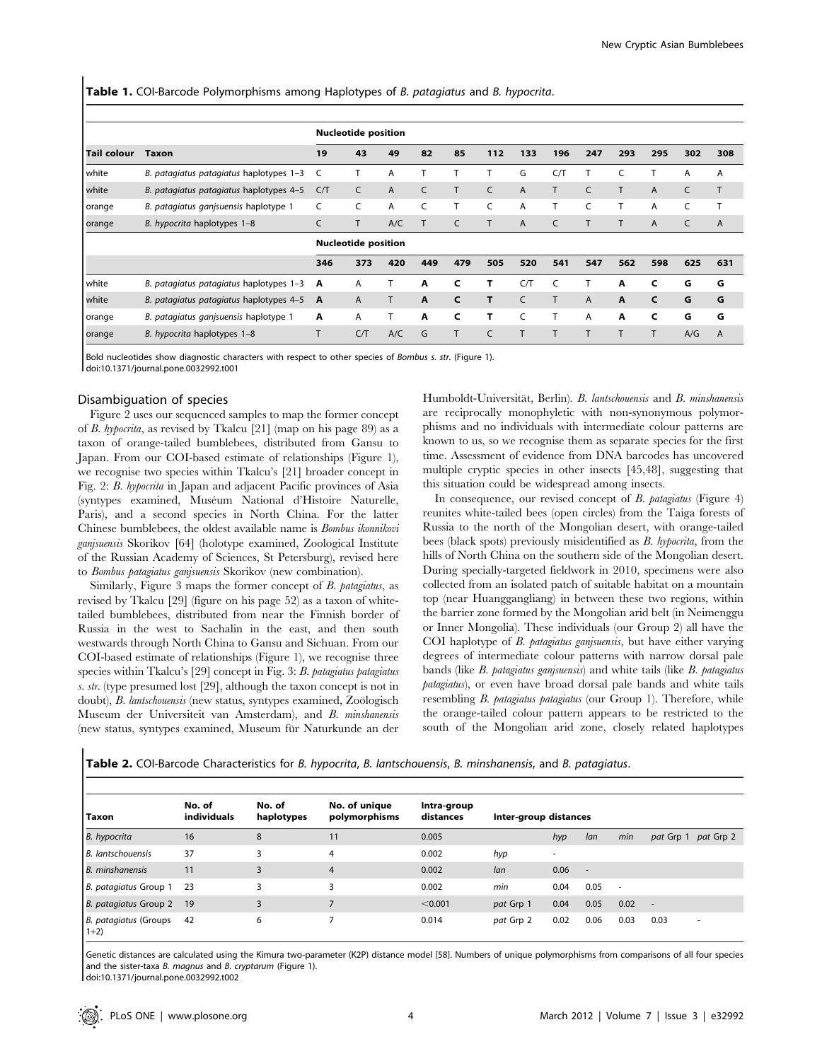**Table 1.** COI-Barcode Polymorphisms among Haplotypes of *B. patagiatus* and *B. hypocrita*.

| | | Nucleotide position | | | | | | | | | | | | |
|---|---|---|---|---|---|---|---|---|---|---|---|---|---|---|
| **Tail colour** | **Taxon** | **19** | **43** | **49** | **82** | **85** | **112** | **133** | **196** | **247** | **293** | **295** | **302** | **308** |
| white | *B. patagiatus patagiatus* haplotypes 1–3 | C | T | A | T | T | T | G | C/T | T | C | T | A | A |
| white | *B. patagiatus patagiatus* haplotypes 4–5 | C/T | C | A | C | T | C | A | T | C | T | A | C | T |
| orange | *B. patagiatus ganjsuensis* haplotype 1 | C | C | A | C | T | C | A | T | C | T | A | C | T |
| orange | *B. hypocrita* haplotypes 1–8 | C | T | A/C | T | C | T | A | C | T | T | A | C | A |
| | | Nucleotide position | | | | | | | | | | | | |
| | | **346** | **373** | **420** | **449** | **479** | **505** | **520** | **541** | **547** | **562** | **598** | **625** | **631** |
| white | *B. patagiatus patagiatus* haplotypes 1–3 | **A** | A | T | **A** | **C** | **T** | C/T | C | T | **A** | **C** | **G** | **G** |
| white | *B. patagiatus patagiatus* haplotypes 4–5 | **A** | A | T | **A** | **C** | **T** | C | T | A | **A** | **C** | **G** | **G** |
| orange | *B. patagiatus ganjsuensis* haplotype 1 | **A** | A | T | **A** | **C** | **T** | C | T | A | **A** | **C** | **G** | **G** |
| orange | *B. hypocrita* haplotypes 1–8 | T | C/T | A/C | G | T | C | T | T | T | T | T | A/G | A |

Bold nucleotides show diagnostic characters with respect to other species of *Bombus s. str.* (Figure 1).
doi:10.1371/journal.pone.0032992.t001

## Disambiguation of species

Figure 2 uses our sequenced samples to map the former concept of *B. hypocrita*, as revised by Tkalcu [21] (map on his page 89) as a taxon of orange-tailed bumblebees, distributed from Gansu to Japan. From our COI-based estimate of relationships (Figure 1), we recognise two species within Tkalcu's [21] broader concept in Fig. 2: *B. hypocrita* in Japan and adjacent Pacific provinces of Asia (syntypes examined, Muséum National d'Histoire Naturelle, Paris), and a second species in North China. For the latter Chinese bumblebees, the oldest available name is *Bombus ikonnikovi ganjsuensis* Skorikov [64] (holotype examined, Zoological Institute of the Russian Academy of Sciences, St Petersburg), revised here to *Bombus patagiatus ganjsuensis* Skorikov (new combination).

Similarly, Figure 3 maps the former concept of *B. patagiatus*, as revised by Tkalcu [29] (figure on his page 52) as a taxon of white-tailed bumblebees, distributed from near the Finnish border of Russia in the west to Sachalin in the east, and then south westwards through North China to Gansu and Sichuan. From our COI-based estimate of relationships (Figure 1), we recognise three species within Tkalcu's [29] concept in Fig. 3: *B. patagiatus patagiatus s. str.* (type presumed lost [29], although the taxon concept is not in doubt), *B. lantschouensis* (new status, syntypes examined, Zoölogisch Museum der Universiteit van Amsterdam), and *B. minshanensis* (new status, syntypes examined, Museum für Naturkunde an der Humboldt-Universität, Berlin). *B. lantschouensis* and *B. minshanensis* are reciprocally monophyletic with non-synonymous polymorphisms and no individuals with intermediate colour patterns are known to us, so we recognise them as separate species for the first time. Assessment of evidence from DNA barcodes has uncovered multiple cryptic species in other insects [45,48], suggesting that this situation could be widespread among insects.

In consequence, our revised concept of *B. patagiatus* (Figure 4) reunites white-tailed bees (open circles) from the Taiga forests of Russia to the north of the Mongolian desert, with orange-tailed bees (black spots) previously misidentified as *B. hypocrita*, from the hills of North China on the southern side of the Mongolian desert. During specially-targeted fieldwork in 2010, specimens were also collected from an isolated patch of suitable habitat on a mountain top (near Huanggangliang) in between these two regions, within the barrier zone formed by the Mongolian arid belt (in Neimenggu or Inner Mongolia). These individuals (our Group 2) all have the COI haplotype of *B. patagiatus ganjsuensis*, but have either varying degrees of intermediate colour patterns with narrow dorsal pale bands (like *B. patagiatus ganjsuensis*) and white tails (like *B. patagiatus patagiatus*), or even have broad dorsal pale bands and white tails resembling *B. patagiatus patagiatus* (our Group 1). Therefore, while the orange-tailed colour pattern appears to be restricted to the south of the Mongolian arid zone, closely related haplotypes

**Table 2.** COI-Barcode Characteristics for *B. hypocrita*, *B. lantschouensis*, *B. minshanensis*, and *B. patagiatus*.

| Taxon | No. of individuals | No. of haplotypes | No. of unique polymorphisms | Intra-group distances | Inter-group distances | | | | | |
|---|---|---|---|---|---|---|---|---|---|---|
| | | | | | | *hyp* | *lan* | *min* | *pat* Grp 1 | *pat* Grp 2 |
| *B. hypocrita* | 16 | 8 | 11 | 0.005 | *hyp* | - | | | | |
| *B. lantschouensis* | 37 | 3 | 4 | 0.002 | *lan* | 0.06 | - | | | |
| *B. minshanensis* | 11 | 3 | 4 | 0.002 | *min* | 0.04 | 0.05 | - | | |
| *B. patagiatus* Group 1 | 23 | 3 | 3 | 0.002 | *pat* Grp 1 | 0.04 | 0.05 | 0.02 | - | |
| *B. patagiatus* Group 2 | 19 | 3 | 7 | <0.001 | *pat* Grp 2 | 0.02 | 0.06 | 0.03 | 0.03 | - |
| *B. patagiatus* (Groups 1+2) | 42 | 6 | 7 | 0.014 | | | | | | |

Genetic distances are calculated using the Kimura two-parameter (K2P) distance model [58]. Numbers of unique polymorphisms from comparisons of all four species and the sister-taxa *B. magnus* and *B. cryptarum* (Figure 1).
doi:10.1371/journal.pone.0032992.t002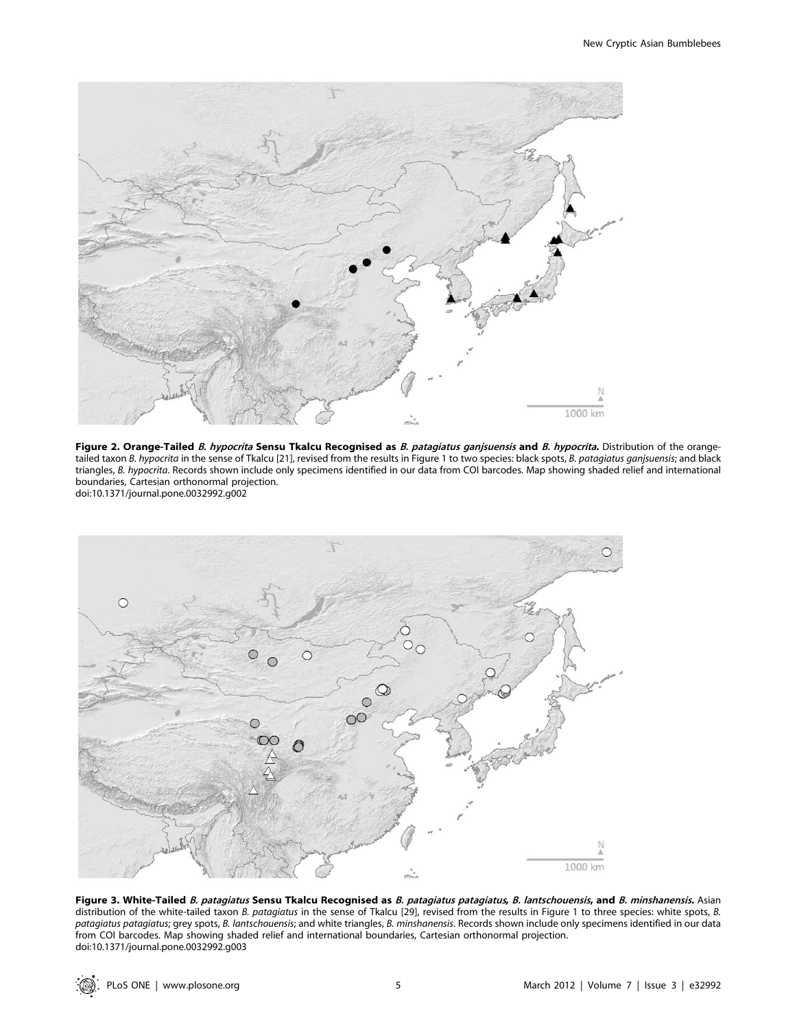**Figure 2. Orange-Tailed *B. hypocrita* Sensu Tkalcu Recognised as *B. patagiatus ganjsuensis* and *B. hypocrita*.** Distribution of the orange-tailed taxon *B. hypocrita* in the sense of Tkalcu [21], revised from the results in Figure 1 to two species: black spots, *B. patagiatus ganjsuensis*; and black triangles, *B. hypocrita*. Records shown include only specimens identified in our data from COI barcodes. Map showing shaded relief and international boundaries, Cartesian orthonormal projection.
doi:10.1371/journal.pone.0032992.g002

**Figure 3. White-Tailed *B. patagiatus* Sensu Tkalcu Recognised as *B. patagiatus patagiatus*, *B. lantschouensis*, and *B. minshanensis*.** Asian distribution of the white-tailed taxon *B. patagiatus* in the sense of Tkalcu [29], revised from the results in Figure 1 to three species: white spots, *B. patagiatus patagiatus*; grey spots, *B. lantschouensis*; and white triangles, *B. minshanensis*. Records shown include only specimens identified in our data from COI barcodes. Map showing shaded relief and international boundaries, Cartesian orthonormal projection.
doi:10.1371/journal.pone.0032992.g003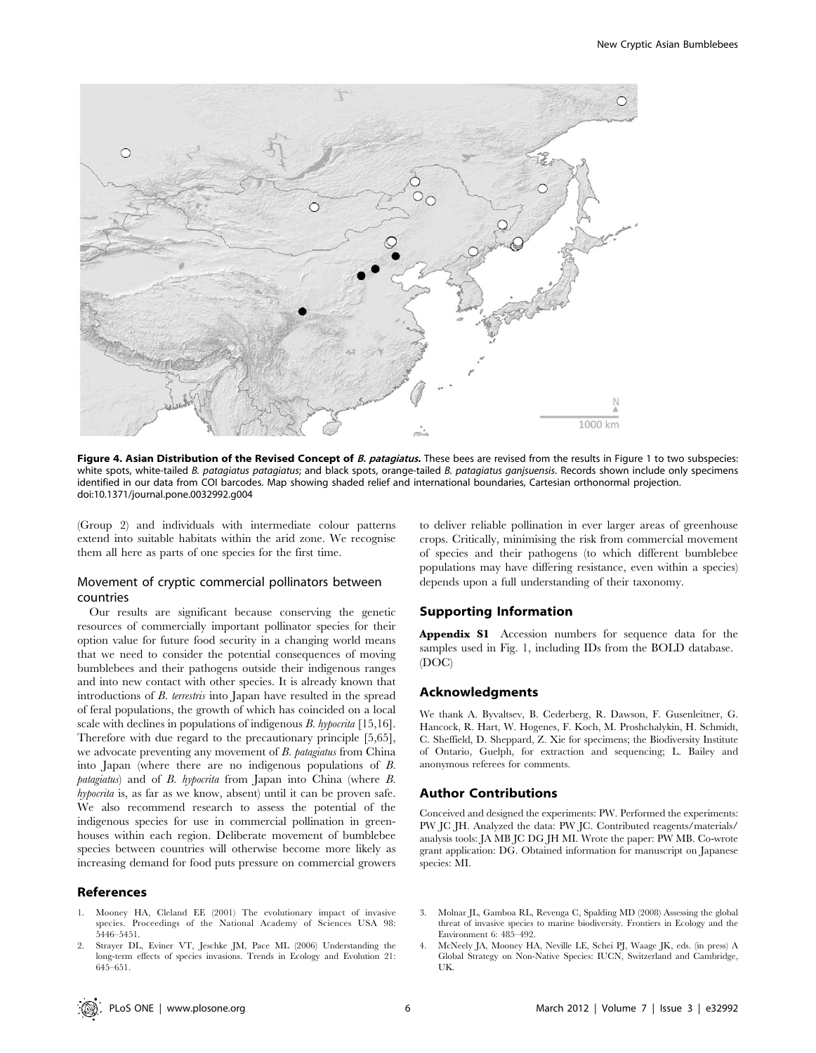**Figure 4. Asian Distribution of the Revised Concept of *B. patagiatus*.** These bees are revised from the results in Figure 1 to two subspecies: white spots, white-tailed *B. patagiatus patagiatus*; and black spots, orange-tailed *B. patagiatus ganjsuensis*. Records shown include only specimens identified in our data from COI barcodes. Map showing shaded relief and international boundaries, Cartesian orthonormal projection.
doi:10.1371/journal.pone.0032992.g004

(Group 2) and individuals with intermediate colour patterns extend into suitable habitats within the arid zone. We recognise them all here as parts of one species for the first time.

### Movement of cryptic commercial pollinators between countries

Our results are significant because conserving the genetic resources of commercially important pollinator species for their option value for future food security in a changing world means that we need to consider the potential consequences of moving bumblebees and their pathogens outside their indigenous ranges and into new contact with other species. It is already known that introductions of *B. terrestris* into Japan have resulted in the spread of feral populations, the growth of which has coincided on a local scale with declines in populations of indigenous *B. hypocrita* [15,16]. Therefore with due regard to the precautionary principle [5,65], we advocate preventing any movement of *B. patagiatus* from China into Japan (where there are no indigenous populations of *B. patagiatus*) and of *B. hypocrita* from Japan into China (where *B. hypocrita* is, as far as we know, absent) until it can be proven safe. We also recommend research to assess the potential of the indigenous species for use in commercial pollination in greenhouses within each region. Deliberate movement of bumblebee species between countries will otherwise become more likely as increasing demand for food puts pressure on commercial growers to deliver reliable pollination in ever larger areas of greenhouse crops. Critically, minimising the risk from commercial movement of species and their pathogens (to which different bumblebee populations may have differing resistance, even within a species) depends upon a full understanding of their taxonomy.

## Supporting Information

**Appendix S1** Accession numbers for sequence data for the samples used in Fig. 1, including IDs from the BOLD database. (DOC)

## Acknowledgments

We thank A. Byvaltsev, B. Cederberg, R. Dawson, F. Gusenleitner, G. Hancock, R. Hart, W. Hogenes, F. Koch, M. Proshchalykin, H. Schmidt, C. Sheffield, D. Sheppard, Z. Xie for specimens; the Biodiversity Institute of Ontario, Guelph, for extraction and sequencing; L. Bailey and anonymous referees for comments.

## Author Contributions

Conceived and designed the experiments: PW. Performed the experiments: PW JC JH. Analyzed the data: PW JC. Contributed reagents/materials/analysis tools: JA MB JC DG JH MI. Wrote the paper: PW MB. Co-wrote grant application: DG. Obtained information for manuscript on Japanese species: MI.

## References

1. Mooney HA, Cleland EE (2001) The evolutionary impact of invasive species. Proceedings of the National Academy of Sciences USA 98: 5446–5451.
2. Strayer DL, Eviner VT, Jeschke JM, Pace ML (2006) Understanding the long-term effects of species invasions. Trends in Ecology and Evolution 21: 645–651.
3. Molnar JL, Gamboa RL, Revenga C, Spalding MD (2008) Assessing the global threat of invasive species to marine biodiversity. Frontiers in Ecology and the Environment 6: 485–492.
4. McNeely JA, Mooney HA, Neville LE, Schei PJ, Waage JK, eds. (in press) A Global Strategy on Non-Native Species: IUCN, Switzerland and Cambridge, UK.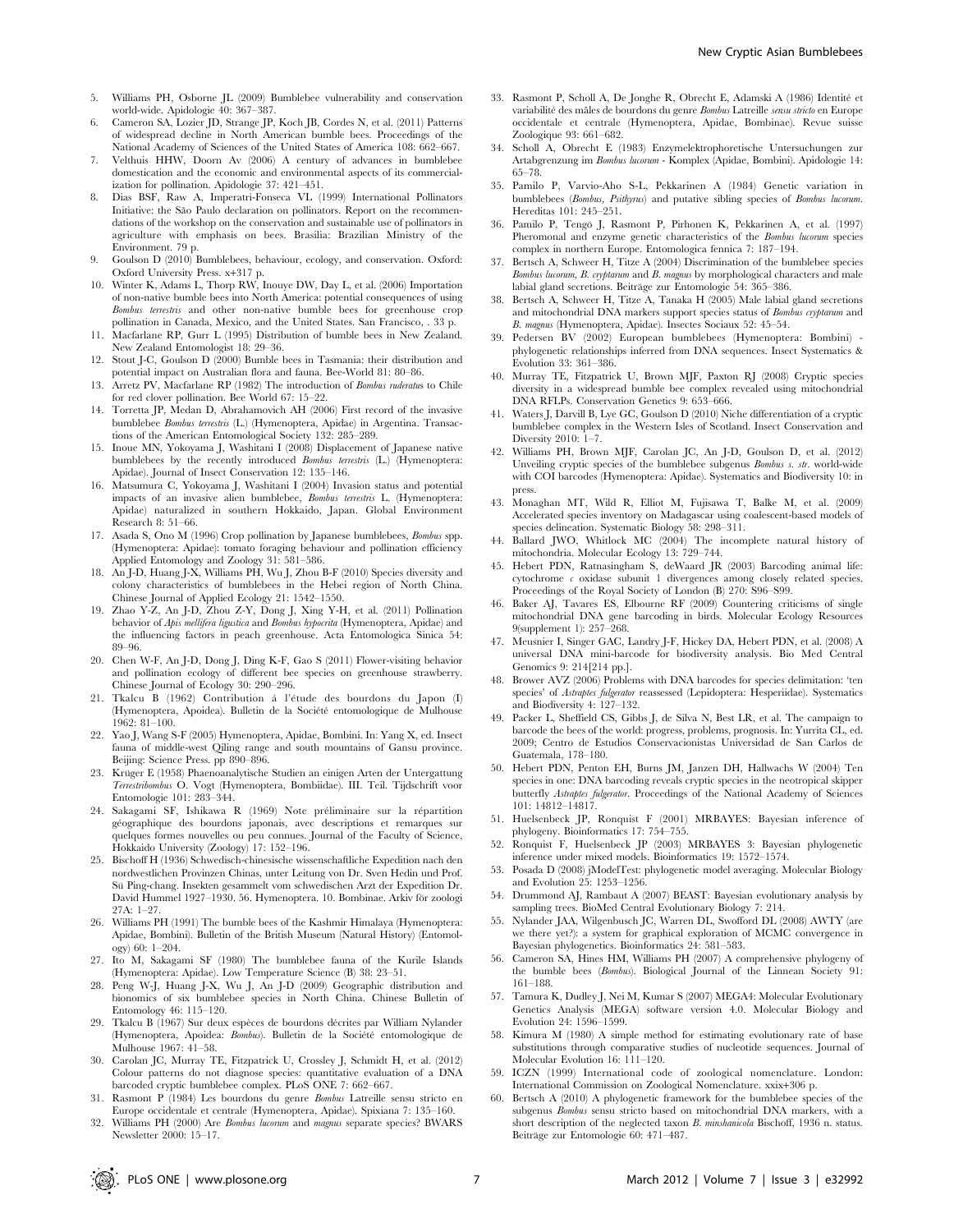5. Williams PH, Osborne JL (2009) Bumblebee vulnerability and conservation world-wide. Apidologie 40: 367–387.
6. Cameron SA, Lozier JD, Strange JP, Koch JB, Cordes N, et al. (2011) Patterns of widespread decline in North American bumble bees. Proceedings of the National Academy of Sciences of the United States of America 108: 662–667.
7. Velthuis HHW, Doorn Av (2006) A century of advances in bumblebee domestication and the economic and environmental aspects of its commercialization for pollination. Apidologie 37: 421–451.
8. Dias BSF, Raw A, Imperatri-Fonseca VL (1999) International Pollinators Initiative: the São Paulo declaration on pollinators. Report on the recommendations of the workshop on the conservation and sustainable use of pollinators in agriculture with emphasis on bees. Brasília: Brazilian Ministry of the Environment. 79 p.
9. Goulson D (2010) Bumblebees, behaviour, ecology, and conservation. Oxford: Oxford University Press. x+317 p.
10. Winter K, Adams L, Thorp RW, Inouye DW, Day L, et al. (2006) Importation of non-native bumble bees into North America: potential consequences of using *Bombus terrestris* and other non-native bumble bees for greenhouse crop pollination in Canada, Mexico, and the United States. San Francisco, . 33 p.
11. Macfarlane RP, Gurr L (1995) Distribution of bumble bees in New Zealand. New Zealand Entomologist 18: 29–36.
12. Stout J-C, Goulson D (2000) Bumble bees in Tasmania: their distribution and potential impact on Australian flora and fauna. Bee-World 81: 80–86.
13. Arretz PV, Macfarlane RP (1982) The introduction of *Bombus ruderatus* to Chile for red clover pollination. Bee World 67: 15–22.
14. Torretta JP, Medan D, Abrahamovich AH (2006) First record of the invasive bumblebee *Bombus terrestris* (L.) (Hymenoptera, Apidae) in Argentina. Transactions of the American Entomological Society 132: 285–289.
15. Inoue MN, Yokoyama J, Washitani I (2008) Displacement of Japanese native bumblebees by the recently introduced *Bombus terrestris* (L.) (Hymenoptera: Apidae). Journal of Insect Conservation 12: 135–146.
16. Matsumura C, Yokoyama J, Washitani I (2004) Invasion status and potential impacts of an invasive alien bumblebee, *Bombus terrestris* L. (Hymenoptera: Apidae) naturalized in southern Hokkaido, Japan. Global Environment Research 8: 51–66.
17. Asada S, Ono M (1996) Crop pollination by Japanese bumblebees, *Bombus* spp. (Hymenoptera: Apidae): tomato foraging behaviour and pollination efficiency Applied Entomology and Zoology 31: 581–586.
18. An J-D, Huang J-X, Williams PH, Wu J, Zhou B-F (2010) Species diversity and colony characteristics of bumblebees in the Hebei region of North China. Chinese Journal of Applied Ecology 21: 1542–1550.
19. Zhao Y-Z, An J-D, Zhou Z-Y, Dong J, Xing Y-H, et al. (2011) Pollination behavior of *Apis mellifera ligustica* and *Bombus hypocrita* (Hymenoptera, Apidae) and the influencing factors in peach greenhouse. Acta Entomologica Sinica 54: 89–96.
20. Chen W-F, An J-D, Dong J, Ding K-F, Gao S (2011) Flower-visiting behavior and pollination ecology of different bee species on greenhouse strawberry. Chinese Journal of Ecology 30: 290–296.
21. Tkalcu B (1962) Contribution à l'étude des bourdons du Japon (I) (Hymenoptera, Apoidea). Bulletin de la Société entomologique de Mulhouse 1962: 81–100.
22. Yao J, Wang S-F (2005) Hymenoptera, Apidae, Bombini. In: Yang X, ed. Insect fauna of middle-west Qiling range and south mountains of Gansu province. Beijing: Science Press. pp 890–896.
23. Krüger E (1958) Phaenoanalytische Studien an einigen Arten der Untergattung *Terrestribombus* O. Vogt (Hymenoptera, Bombiidae). III. Teil. Tijdschrift voor Entomologie 101: 283–344.
24. Sakagami SF, Ishikawa R (1969) Note préliminaire sur la répartition géographique des bourdons japonais, avec descriptions et remarques sur quelques formes nouvelles ou peu connues. Journal of the Faculty of Science, Hokkaido University (Zoology) 17: 152–196.
25. Bischoff H (1936) Schwedisch-chinesische wissenschaftliche Expedition nach den nordwestlichen Provinzen Chinas, unter Leitung von Dr. Sven Hedin und Prof. Sü Ping-chang. Insekten gesammelt vom schwedischen Arzt der Expedition Dr. David Hummel 1927–1930. 56. Hymenoptera. 10. Bombinae. Arkiv för zoologi 27A: 1–27.
26. Williams PH (1991) The bumble bees of the Kashmir Himalaya (Hymenoptera: Apidae, Bombini). Bulletin of the British Museum (Natural History) (Entomology) 60: 1–204.
27. Ito M, Sakagami SF (1980) The bumblebee fauna of the Kurile Islands (Hymenoptera: Apidae). Low Temperature Science (B) 38: 23–51.
28. Peng W-J, Huang J-X, Wu J, An J-D (2009) Geographic distribution and bionomics of six bumblebee species in North China. Chinese Bulletin of Entomology 46: 115–120.
29. Tkalcu B (1967) Sur deux espèces de bourdons décrites par William Nylander (Hymenoptera, Apoidea: *Bombus*). Bulletin de la Société entomologique de Mulhouse 1967: 41–58.
30. Carolan JC, Murray TE, Fitzpatrick U, Crossley J, Schmidt H, et al. (2012) Colour patterns do not diagnose species: quantitative evaluation of a DNA barcoded cryptic bumblebee complex. PLoS ONE 7: 662–667.
31. Rasmont P (1984) Les bourdons du genre *Bombus* Latreille sensu stricto en Europe occidentale et centrale (Hymenoptera, Apidae). Spixiana 7: 135–160.
32. Williams PH (2000) Are *Bombus lucorum* and *magnus* separate species? BWARS Newsletter 2000: 15–17.
33. Rasmont P, Scholl A, De Jonghe R, Obrecht E, Adamski A (1986) Identité et variabilité des mâles de bourdons du genre *Bombus* Latreille *sensu stricto* en Europe occidentale et centrale (Hymenoptera, Apidae, Bombinae). Revue suisse Zoologique 93: 661–682.
34. Scholl A, Obrecht E (1983) Enzymelektrophoretische Untersuchungen zur Artabgrenzung im *Bombus lucorum* - Komplex (Apidae, Bombini). Apidologie 14: 65–78.
35. Pamilo P, Varvio-Aho S-L, Pekkarinen A (1984) Genetic variation in bumblebees (*Bombus, Psithyrus*) and putative sibling species of *Bombus lucorum*. Hereditas 101: 245–251.
36. Pamilo P, Tengö J, Rasmont P, Pirhonen K, Pekkarinen A, et al. (1997) Pheromonal and enzyme genetic characteristics of the *Bombus lucorum* species complex in northern Europe. Entomologica fennica 7: 187–194.
37. Bertsch A, Schweer H, Titze A (2004) Discrimination of the bumblebee species *Bombus lucorum, B. cryptarum* and *B. magnus* by morphological characters and male labial gland secretions. Beiträge zur Entomologie 54: 365–386.
38. Bertsch A, Schweer H, Titze A, Tanaka H (2005) Male labial gland secretions and mitochondrial DNA markers support species status of *Bombus cryptarum* and *B. magnus* (Hymenoptera, Apidae). Insectes Sociaux 52: 45–54.
39. Pedersen BV (2002) European bumblebees (Hymenoptera: Bombini) - phylogenetic relationships inferred from DNA sequences. Insect Systematics & Evolution 33: 361–386.
40. Murray TE, Fitzpatrick U, Brown MJF, Paxton RJ (2008) Cryptic species diversity in a widespread bumble bee complex revealed using mitochondrial DNA RFLPs. Conservation Genetics 9: 653–666.
41. Waters J, Darvill B, Lye GC, Goulson D (2010) Niche differentiation of a cryptic bumblebee complex in the Western Isles of Scotland. Insect Conservation and Diversity 2010: 1–7.
42. Williams PH, Brown MJF, Carolan JC, An J-D, Goulson D, et al. (2012) Unveiling cryptic species of the bumblebee subgenus *Bombus s. str.* world-wide with COI barcodes (Hymenoptera: Apidae). Systematics and Biodiversity 10: in press.
43. Monaghan MT, Wild R, Elliot M, Fujisawa T, Balke M, et al. (2009) Accelerated species inventory on Madagascar using coalescent-based models of species delineation. Systematic Biology 58: 298–311.
44. Ballard JWO, Whitlock MC (2004) The incomplete natural history of mitochondria. Molecular Ecology 13: 729–744.
45. Hebert PDN, Ratnasingham S, deWaard JR (2003) Barcoding animal life: cytochrome *c* oxidase subunit 1 divergences among closely related species. Proceedings of the Royal Society of London (B) 270: S96–S99.
46. Baker AJ, Tavares ES, Elbourne RF (2009) Countering criticisms of single mitochondrial DNA gene barcoding in birds. Molecular Ecology Resources 9(supplement 1): 257–268.
47. Meusnier I, Singer GAC, Landry J-F, Hickey DA, Hebert PDN, et al. (2008) A universal DNA mini-barcode for biodiversity analysis. Bio Med Central Genomics 9: 214[214 pp.].
48. Brower AVZ (2006) Problems with DNA barcodes for species delimitation: 'ten species' of *Astraptes fulgerator* reassessed (Lepidoptera: Hesperiidae). Systematics and Biodiversity 4: 127–132.
49. Packer L, Sheffield CS, Gibbs J, de Silva N, Best LR, et al. The campaign to barcode the bees of the world: progress, problems, prognosis. In: Yurrita CL, ed. 2009; Centro de Estudios Conservacionistas Universidad de San Carlos de Guatemala, 178–180.
50. Hebert PDN, Penton EH, Burns JM, Janzen DH, Hallwachs W (2004) Ten species in one: DNA barcoding reveals cryptic species in the neotropical skipper butterfly *Astraptes fulgerator*. Proceedings of the National Academy of Sciences 101: 14812–14817.
51. Huelsenbeck JP, Ronquist F (2001) MRBAYES: Bayesian inference of phylogeny. Bioinformatics 17: 754–755.
52. Ronquist F, Huelsenbeck JP (2003) MRBAYES 3: Bayesian phylogenetic inference under mixed models. Bioinformatics 19: 1572–1574.
53. Posada D (2008) jModelTest: phylogenetic model averaging. Molecular Biology and Evolution 25: 1253–1256.
54. Drummond AJ, Rambaut A (2007) BEAST: Bayesian evolutionary analysis by sampling trees. BioMed Central Evolutionary Biology 7: 214.
55. Nylander JAA, Wilgenbusch JC, Warren DL, Swofford DL (2008) AWTY (are we there yet?): a system for graphical exploration of MCMC convergence in Bayesian phylogenetics. Bioinformatics 24: 581–583.
56. Cameron SA, Hines HM, Williams PH (2007) A comprehensive phylogeny of the bumble bees (*Bombus*). Biological Journal of the Linnean Society 91: 161–188.
57. Tamura K, Dudley J, Nei M, Kumar S (2007) MEGA4: Molecular Evolutionary Genetics Analysis (MEGA) software version 4.0. Molecular Biology and Evolution 24: 1596–1599.
58. Kimura M (1980) A simple method for estimating evolutionary rate of base substitutions through comparative studies of nucleotide sequences. Journal of Molecular Evolution 16: 111–120.
59. ICZN (1999) International code of zoological nomenclature. London: International Commission on Zoological Nomenclature. xxix+306 p.
60. Bertsch A (2010) A phylogenetic framework for the bumblebee species of the subgenus *Bombus* sensu stricto based on mitochondrial DNA markers, with a short description of the neglected taxon *B. minshanicola* Bischoff, 1936 n. status. Beiträge zur Entomologie 60: 471–487.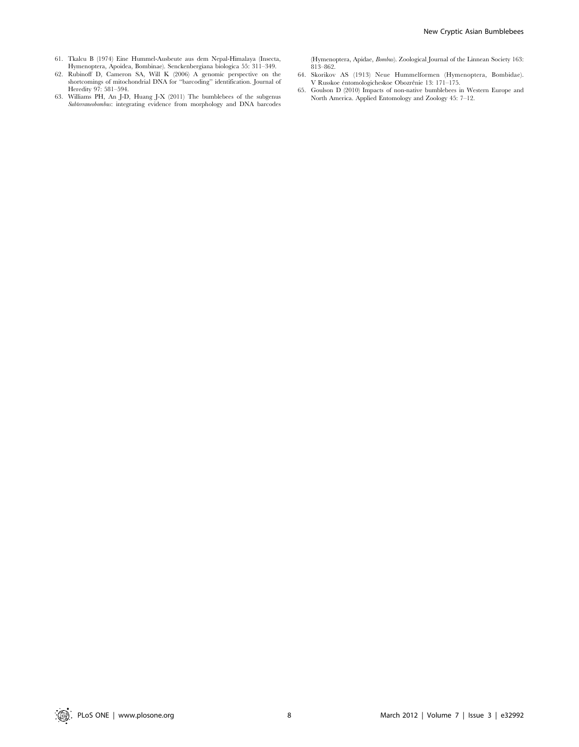61. Tkalcu B (1974) Eine Hummel-Ausbeute aus dem Nepal-Himalaya (Insecta, Hymenoptera, Apoidea, Bombinae). Senckenbergiana biologica 55: 311–349.
62. Rubinoff D, Cameron SA, Will K (2006) A genomic perspective on the shortcomings of mitochondrial DNA for ''barcoding'' identification. Journal of Heredity 97: 581–594.
63. Williams PH, An J-D, Huang J-X (2011) The bumblebees of the subgenus *Subterraneobombus*: integrating evidence from morphology and DNA barcodes (Hymenoptera, Apidae, *Bombus*). Zoological Journal of the Linnean Society 163: 813–862.
64. Skorikov AS (1913) Neue Hummelformen (Hymenoptera, Bombidae). V Russkoe éntomologicheskoe Obozrênie 13: 171–175.
65. Goulson D (2010) Impacts of non-native bumblebees in Western Europe and North America. Applied Entomology and Zoology 45: 7–12.